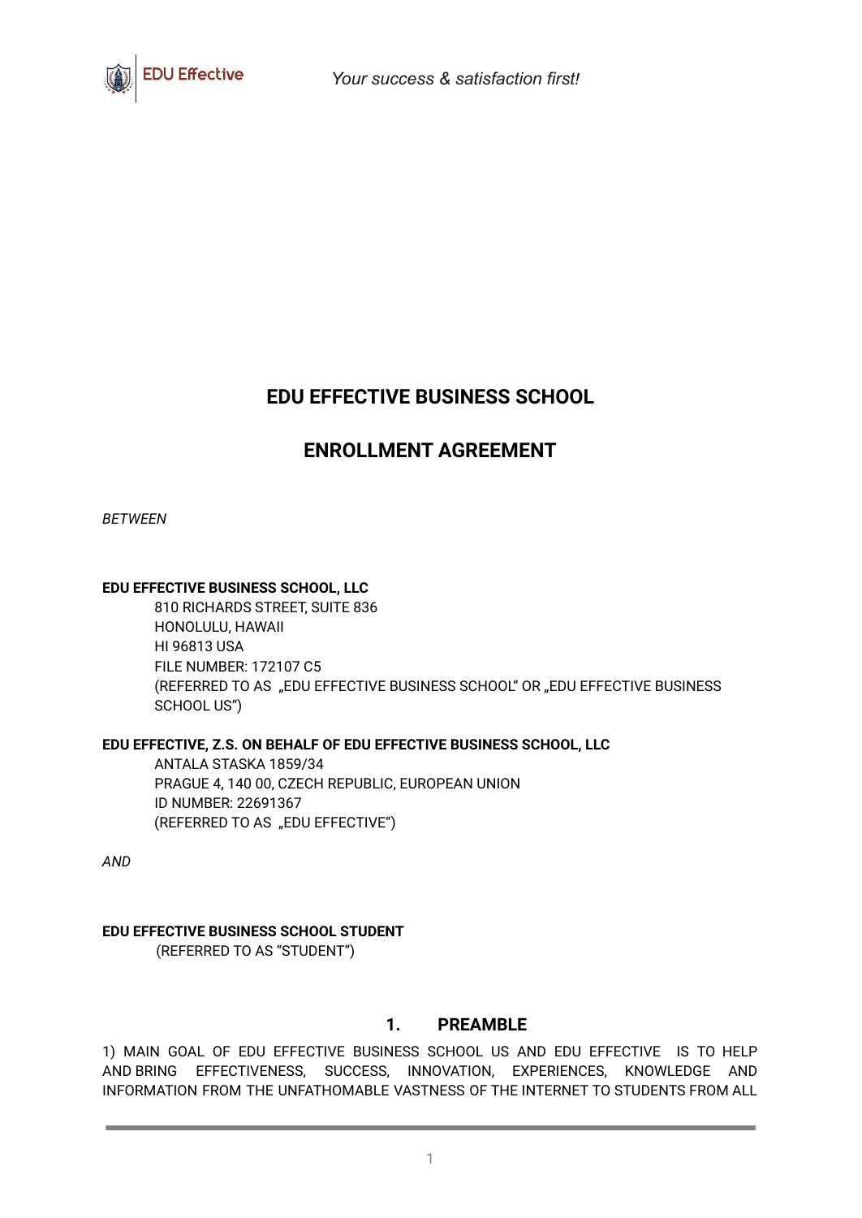# EDU EFFECTIVE BUSINESS SCHOOL

## ENROLLMENT AGREEMENT

*BETWEEN*

**EDU EFFECTIVE BUSINESS SCHOOL, LLC**

810 RICHARDS STREET, SUITE 836
HONOLULU, HAWAII
HI 96813 USA
FILE NUMBER: 172107 C5
(REFERRED TO AS „EDU EFFECTIVE BUSINESS SCHOOL" OR „EDU EFFECTIVE BUSINESS SCHOOL US")

**EDU EFFECTIVE, Z.S. ON BEHALF OF EDU EFFECTIVE BUSINESS SCHOOL, LLC**

ANTALA STASKA 1859/34
PRAGUE 4, 140 00, CZECH REPUBLIC, EUROPEAN UNION
ID NUMBER: 22691367
(REFERRED TO AS „EDU EFFECTIVE")

*AND*

**EDU EFFECTIVE BUSINESS SCHOOL STUDENT**

(REFERRED TO AS "STUDENT")

## 1. PREAMBLE

1) MAIN GOAL OF EDU EFFECTIVE BUSINESS SCHOOL US AND EDU EFFECTIVE IS TO HELP AND BRING EFFECTIVENESS, SUCCESS, INNOVATION, EXPERIENCES, KNOWLEDGE AND INFORMATION FROM THE UNFATHOMABLE VASTNESS OF THE INTERNET TO STUDENTS FROM ALL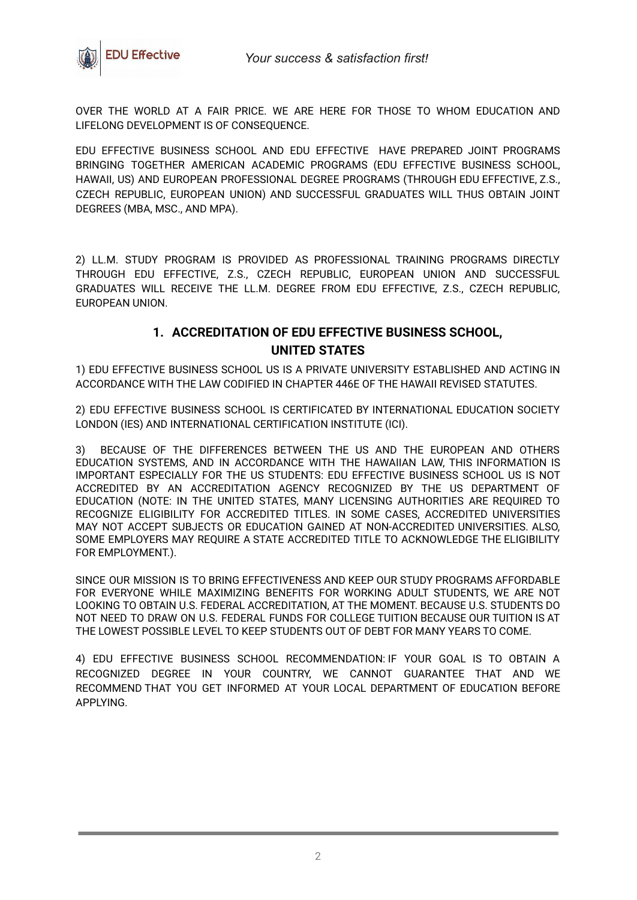OVER THE WORLD AT A FAIR PRICE. WE ARE HERE FOR THOSE TO WHOM EDUCATION AND LIFELONG DEVELOPMENT IS OF CONSEQUENCE.

EDU EFFECTIVE BUSINESS SCHOOL AND EDU EFFECTIVE HAVE PREPARED JOINT PROGRAMS BRINGING TOGETHER AMERICAN ACADEMIC PROGRAMS (EDU EFFECTIVE BUSINESS SCHOOL, HAWAII, US) AND EUROPEAN PROFESSIONAL DEGREE PROGRAMS (THROUGH EDU EFFECTIVE, Z.S., CZECH REPUBLIC, EUROPEAN UNION) AND SUCCESSFUL GRADUATES WILL THUS OBTAIN JOINT DEGREES (MBA, MSC., AND MPA).

2) LL.M. STUDY PROGRAM IS PROVIDED AS PROFESSIONAL TRAINING PROGRAMS DIRECTLY THROUGH EDU EFFECTIVE, Z.S., CZECH REPUBLIC, EUROPEAN UNION AND SUCCESSFUL GRADUATES WILL RECEIVE THE LL.M. DEGREE FROM EDU EFFECTIVE, Z.S., CZECH REPUBLIC, EUROPEAN UNION.

## 1. ACCREDITATION OF EDU EFFECTIVE BUSINESS SCHOOL, UNITED STATES

1) EDU EFFECTIVE BUSINESS SCHOOL US IS A PRIVATE UNIVERSITY ESTABLISHED AND ACTING IN ACCORDANCE WITH THE LAW CODIFIED IN CHAPTER 446E OF THE HAWAII REVISED STATUTES.

2) EDU EFFECTIVE BUSINESS SCHOOL IS CERTIFICATED BY INTERNATIONAL EDUCATION SOCIETY LONDON (IES) AND INTERNATIONAL CERTIFICATION INSTITUTE (ICI).

3) BECAUSE OF THE DIFFERENCES BETWEEN THE US AND THE EUROPEAN AND OTHERS EDUCATION SYSTEMS, AND IN ACCORDANCE WITH THE HAWAIIAN LAW, THIS INFORMATION IS IMPORTANT ESPECIALLY FOR THE US STUDENTS: EDU EFFECTIVE BUSINESS SCHOOL US IS NOT ACCREDITED BY AN ACCREDITATION AGENCY RECOGNIZED BY THE US DEPARTMENT OF EDUCATION (NOTE: IN THE UNITED STATES, MANY LICENSING AUTHORITIES ARE REQUIRED TO RECOGNIZE ELIGIBILITY FOR ACCREDITED TITLES. IN SOME CASES, ACCREDITED UNIVERSITIES MAY NOT ACCEPT SUBJECTS OR EDUCATION GAINED AT NON-ACCREDITED UNIVERSITIES. ALSO, SOME EMPLOYERS MAY REQUIRE A STATE ACCREDITED TITLE TO ACKNOWLEDGE THE ELIGIBILITY FOR EMPLOYMENT.).

SINCE OUR MISSION IS TO BRING EFFECTIVENESS AND KEEP OUR STUDY PROGRAMS AFFORDABLE FOR EVERYONE WHILE MAXIMIZING BENEFITS FOR WORKING ADULT STUDENTS, WE ARE NOT LOOKING TO OBTAIN U.S. FEDERAL ACCREDITATION, AT THE MOMENT. BECAUSE U.S. STUDENTS DO NOT NEED TO DRAW ON U.S. FEDERAL FUNDS FOR COLLEGE TUITION BECAUSE OUR TUITION IS AT THE LOWEST POSSIBLE LEVEL TO KEEP STUDENTS OUT OF DEBT FOR MANY YEARS TO COME.

4) EDU EFFECTIVE BUSINESS SCHOOL RECOMMENDATION: IF YOUR GOAL IS TO OBTAIN A RECOGNIZED DEGREE IN YOUR COUNTRY, WE CANNOT GUARANTEE THAT AND WE RECOMMEND THAT YOU GET INFORMED AT YOUR LOCAL DEPARTMENT OF EDUCATION BEFORE APPLYING.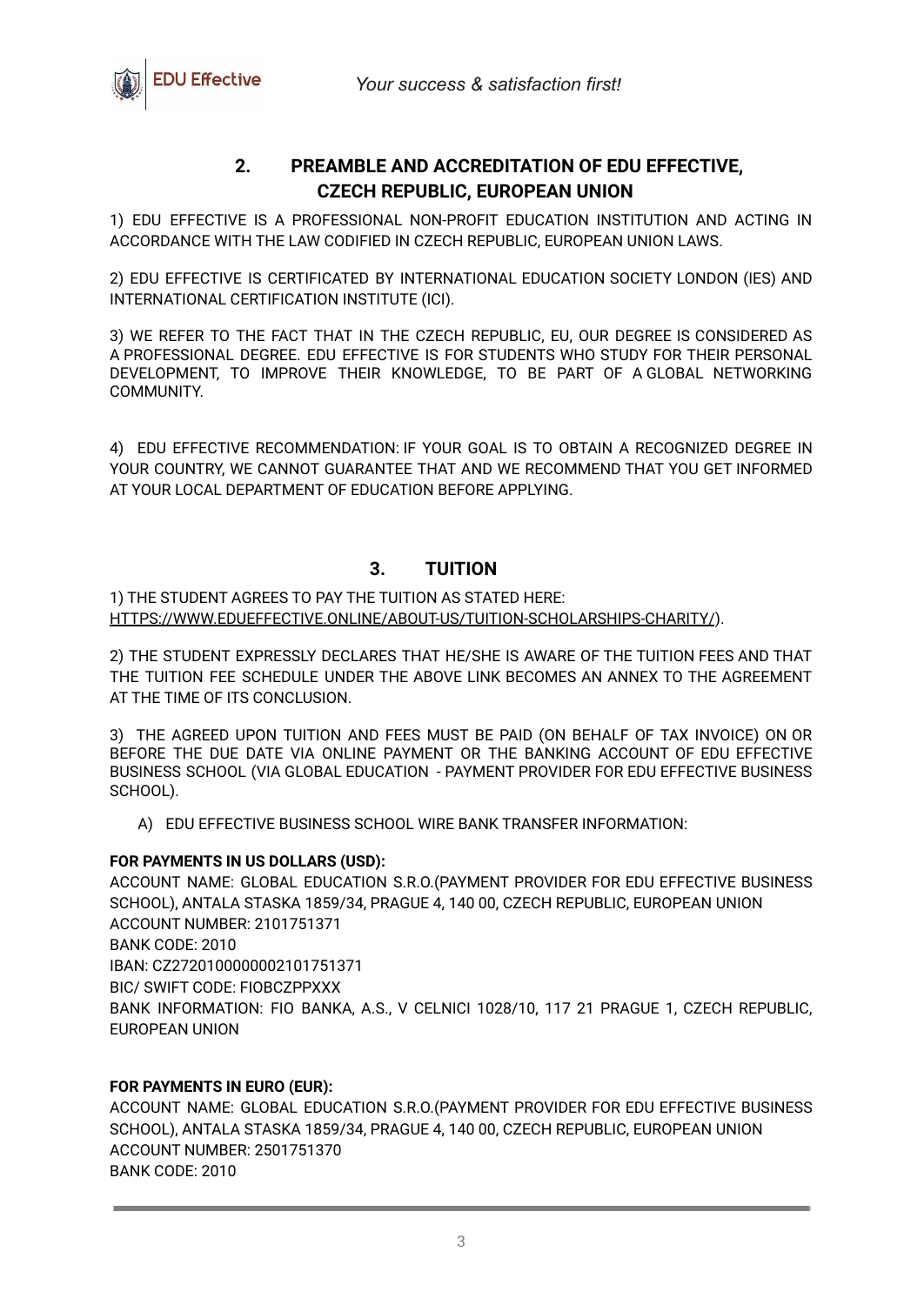## 2. PREAMBLE AND ACCREDITATION OF EDU EFFECTIVE, CZECH REPUBLIC, EUROPEAN UNION

1) EDU EFFECTIVE IS A PROFESSIONAL NON-PROFIT EDUCATION INSTITUTION AND ACTING IN ACCORDANCE WITH THE LAW CODIFIED IN CZECH REPUBLIC, EUROPEAN UNION LAWS.

2) EDU EFFECTIVE IS CERTIFICATED BY INTERNATIONAL EDUCATION SOCIETY LONDON (IES) AND INTERNATIONAL CERTIFICATION INSTITUTE (ICI).

3) WE REFER TO THE FACT THAT IN THE CZECH REPUBLIC, EU, OUR DEGREE IS CONSIDERED AS A PROFESSIONAL DEGREE. EDU EFFECTIVE IS FOR STUDENTS WHO STUDY FOR THEIR PERSONAL DEVELOPMENT, TO IMPROVE THEIR KNOWLEDGE, TO BE PART OF A GLOBAL NETWORKING COMMUNITY.

4) EDU EFFECTIVE RECOMMENDATION: IF YOUR GOAL IS TO OBTAIN A RECOGNIZED DEGREE IN YOUR COUNTRY, WE CANNOT GUARANTEE THAT AND WE RECOMMEND THAT YOU GET INFORMED AT YOUR LOCAL DEPARTMENT OF EDUCATION BEFORE APPLYING.

## 3. TUITION

1) THE STUDENT AGREES TO PAY THE TUITION AS STATED HERE: HTTPS://WWW.EDUEFFECTIVE.ONLINE/ABOUT-US/TUITION-SCHOLARSHIPS-CHARITY/).

2) THE STUDENT EXPRESSLY DECLARES THAT HE/SHE IS AWARE OF THE TUITION FEES AND THAT THE TUITION FEE SCHEDULE UNDER THE ABOVE LINK BECOMES AN ANNEX TO THE AGREEMENT AT THE TIME OF ITS CONCLUSION.

3) THE AGREED UPON TUITION AND FEES MUST BE PAID (ON BEHALF OF TAX INVOICE) ON OR BEFORE THE DUE DATE VIA ONLINE PAYMENT OR THE BANKING ACCOUNT OF EDU EFFECTIVE BUSINESS SCHOOL (VIA GLOBAL EDUCATION - PAYMENT PROVIDER FOR EDU EFFECTIVE BUSINESS SCHOOL).

A) EDU EFFECTIVE BUSINESS SCHOOL WIRE BANK TRANSFER INFORMATION:

**FOR PAYMENTS IN US DOLLARS (USD):**

ACCOUNT NAME: GLOBAL EDUCATION S.R.O.(PAYMENT PROVIDER FOR EDU EFFECTIVE BUSINESS SCHOOL), ANTALA STASKA 1859/34, PRAGUE 4, 140 00, CZECH REPUBLIC, EUROPEAN UNION
ACCOUNT NUMBER: 2101751371
BANK CODE: 2010
IBAN: CZ2720100000002101751371
BIC/ SWIFT CODE: FIOBCZPPXXX
BANK INFORMATION: FIO BANKA, A.S., V CELNICI 1028/10, 117 21 PRAGUE 1, CZECH REPUBLIC, EUROPEAN UNION

**FOR PAYMENTS IN EURO (EUR):**

ACCOUNT NAME: GLOBAL EDUCATION S.R.O.(PAYMENT PROVIDER FOR EDU EFFECTIVE BUSINESS SCHOOL), ANTALA STASKA 1859/34, PRAGUE 4, 140 00, CZECH REPUBLIC, EUROPEAN UNION
ACCOUNT NUMBER: 2501751370
BANK CODE: 2010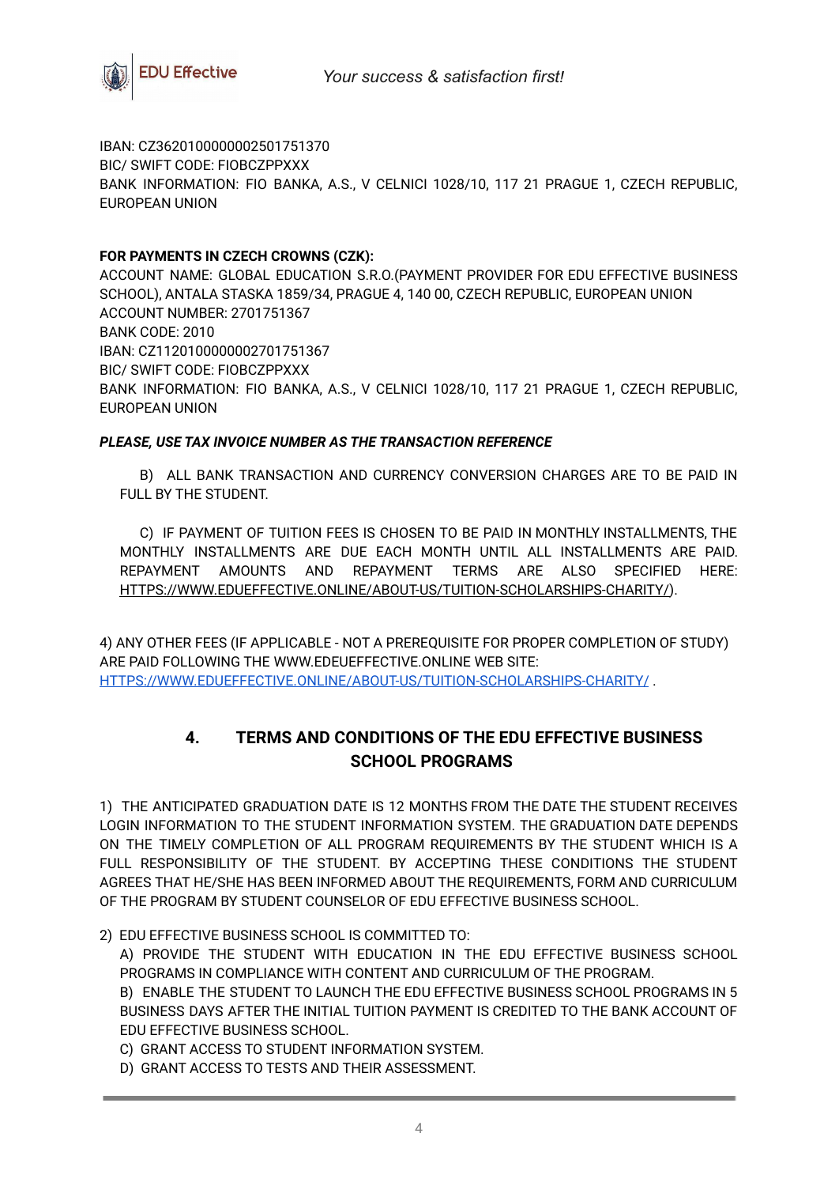IBAN: CZ3620100000002501751370
BIC/ SWIFT CODE: FIOBCZPPXXX
BANK INFORMATION: FIO BANKA, A.S., V CELNICI 1028/10, 117 21 PRAGUE 1, CZECH REPUBLIC, EUROPEAN UNION

**FOR PAYMENTS IN CZECH CROWNS (CZK):**
ACCOUNT NAME: GLOBAL EDUCATION S.R.O.(PAYMENT PROVIDER FOR EDU EFFECTIVE BUSINESS SCHOOL), ANTALA STASKA 1859/34, PRAGUE 4, 140 00, CZECH REPUBLIC, EUROPEAN UNION
ACCOUNT NUMBER: 2701751367
BANK CODE: 2010
IBAN: CZ1120100000002701751367
BIC/ SWIFT CODE: FIOBCZPPXXX
BANK INFORMATION: FIO BANKA, A.S., V CELNICI 1028/10, 117 21 PRAGUE 1, CZECH REPUBLIC, EUROPEAN UNION

***PLEASE, USE TAX INVOICE NUMBER AS THE TRANSACTION REFERENCE***

B) ALL BANK TRANSACTION AND CURRENCY CONVERSION CHARGES ARE TO BE PAID IN FULL BY THE STUDENT.

C) IF PAYMENT OF TUITION FEES IS CHOSEN TO BE PAID IN MONTHLY INSTALLMENTS, THE MONTHLY INSTALLMENTS ARE DUE EACH MONTH UNTIL ALL INSTALLMENTS ARE PAID. REPAYMENT AMOUNTS AND REPAYMENT TERMS ARE ALSO SPECIFIED HERE: HTTPS://WWW.EDUEFFECTIVE.ONLINE/ABOUT-US/TUITION-SCHOLARSHIPS-CHARITY/).

4) ANY OTHER FEES (IF APPLICABLE - NOT A PREREQUISITE FOR PROPER COMPLETION OF STUDY) ARE PAID FOLLOWING THE WWW.EDEUEFFECTIVE.ONLINE WEB SITE: HTTPS://WWW.EDUEFFECTIVE.ONLINE/ABOUT-US/TUITION-SCHOLARSHIPS-CHARITY/ .

## 4. TERMS AND CONDITIONS OF THE EDU EFFECTIVE BUSINESS SCHOOL PROGRAMS

1) THE ANTICIPATED GRADUATION DATE IS 12 MONTHS FROM THE DATE THE STUDENT RECEIVES LOGIN INFORMATION TO THE STUDENT INFORMATION SYSTEM. THE GRADUATION DATE DEPENDS ON THE TIMELY COMPLETION OF ALL PROGRAM REQUIREMENTS BY THE STUDENT WHICH IS A FULL RESPONSIBILITY OF THE STUDENT. BY ACCEPTING THESE CONDITIONS THE STUDENT AGREES THAT HE/SHE HAS BEEN INFORMED ABOUT THE REQUIREMENTS, FORM AND CURRICULUM OF THE PROGRAM BY STUDENT COUNSELOR OF EDU EFFECTIVE BUSINESS SCHOOL.

2) EDU EFFECTIVE BUSINESS SCHOOL IS COMMITTED TO:
   A) PROVIDE THE STUDENT WITH EDUCATION IN THE EDU EFFECTIVE BUSINESS SCHOOL PROGRAMS IN COMPLIANCE WITH CONTENT AND CURRICULUM OF THE PROGRAM.
   B) ENABLE THE STUDENT TO LAUNCH THE EDU EFFECTIVE BUSINESS SCHOOL PROGRAMS IN 5 BUSINESS DAYS AFTER THE INITIAL TUITION PAYMENT IS CREDITED TO THE BANK ACCOUNT OF EDU EFFECTIVE BUSINESS SCHOOL.
   C) GRANT ACCESS TO STUDENT INFORMATION SYSTEM.
   D) GRANT ACCESS TO TESTS AND THEIR ASSESSMENT.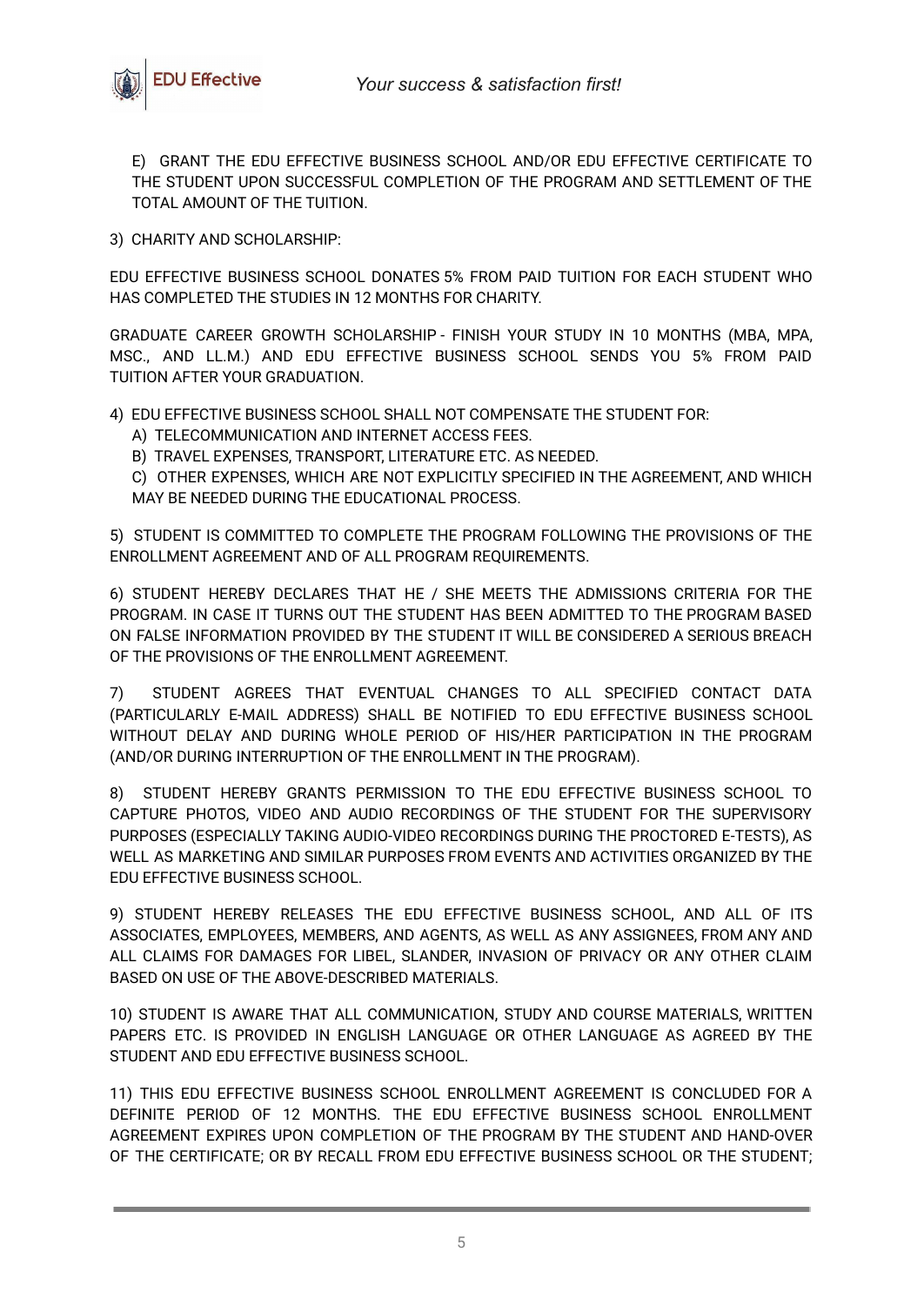E) GRANT THE EDU EFFECTIVE BUSINESS SCHOOL AND/OR EDU EFFECTIVE CERTIFICATE TO THE STUDENT UPON SUCCESSFUL COMPLETION OF THE PROGRAM AND SETTLEMENT OF THE TOTAL AMOUNT OF THE TUITION.

3) CHARITY AND SCHOLARSHIP:

EDU EFFECTIVE BUSINESS SCHOOL DONATES 5% FROM PAID TUITION FOR EACH STUDENT WHO HAS COMPLETED THE STUDIES IN 12 MONTHS FOR CHARITY.

GRADUATE CAREER GROWTH SCHOLARSHIP - FINISH YOUR STUDY IN 10 MONTHS (MBA, MPA, MSC., AND LL.M.) AND EDU EFFECTIVE BUSINESS SCHOOL SENDS YOU 5% FROM PAID TUITION AFTER YOUR GRADUATION.

4) EDU EFFECTIVE BUSINESS SCHOOL SHALL NOT COMPENSATE THE STUDENT FOR:
   A) TELECOMMUNICATION AND INTERNET ACCESS FEES.
   B) TRAVEL EXPENSES, TRANSPORT, LITERATURE ETC. AS NEEDED.
   C) OTHER EXPENSES, WHICH ARE NOT EXPLICITLY SPECIFIED IN THE AGREEMENT, AND WHICH MAY BE NEEDED DURING THE EDUCATIONAL PROCESS.

5) STUDENT IS COMMITTED TO COMPLETE THE PROGRAM FOLLOWING THE PROVISIONS OF THE ENROLLMENT AGREEMENT AND OF ALL PROGRAM REQUIREMENTS.

6) STUDENT HEREBY DECLARES THAT HE / SHE MEETS THE ADMISSIONS CRITERIA FOR THE PROGRAM. IN CASE IT TURNS OUT THE STUDENT HAS BEEN ADMITTED TO THE PROGRAM BASED ON FALSE INFORMATION PROVIDED BY THE STUDENT IT WILL BE CONSIDERED A SERIOUS BREACH OF THE PROVISIONS OF THE ENROLLMENT AGREEMENT.

7) STUDENT AGREES THAT EVENTUAL CHANGES TO ALL SPECIFIED CONTACT DATA (PARTICULARLY E-MAIL ADDRESS) SHALL BE NOTIFIED TO EDU EFFECTIVE BUSINESS SCHOOL WITHOUT DELAY AND DURING WHOLE PERIOD OF HIS/HER PARTICIPATION IN THE PROGRAM (AND/OR DURING INTERRUPTION OF THE ENROLLMENT IN THE PROGRAM).

8) STUDENT HEREBY GRANTS PERMISSION TO THE EDU EFFECTIVE BUSINESS SCHOOL TO CAPTURE PHOTOS, VIDEO AND AUDIO RECORDINGS OF THE STUDENT FOR THE SUPERVISORY PURPOSES (ESPECIALLY TAKING AUDIO-VIDEO RECORDINGS DURING THE PROCTORED E-TESTS), AS WELL AS MARKETING AND SIMILAR PURPOSES FROM EVENTS AND ACTIVITIES ORGANIZED BY THE EDU EFFECTIVE BUSINESS SCHOOL.

9) STUDENT HEREBY RELEASES THE EDU EFFECTIVE BUSINESS SCHOOL, AND ALL OF ITS ASSOCIATES, EMPLOYEES, MEMBERS, AND AGENTS, AS WELL AS ANY ASSIGNEES, FROM ANY AND ALL CLAIMS FOR DAMAGES FOR LIBEL, SLANDER, INVASION OF PRIVACY OR ANY OTHER CLAIM BASED ON USE OF THE ABOVE-DESCRIBED MATERIALS.

10) STUDENT IS AWARE THAT ALL COMMUNICATION, STUDY AND COURSE MATERIALS, WRITTEN PAPERS ETC. IS PROVIDED IN ENGLISH LANGUAGE OR OTHER LANGUAGE AS AGREED BY THE STUDENT AND EDU EFFECTIVE BUSINESS SCHOOL.

11) THIS EDU EFFECTIVE BUSINESS SCHOOL ENROLLMENT AGREEMENT IS CONCLUDED FOR A DEFINITE PERIOD OF 12 MONTHS. THE EDU EFFECTIVE BUSINESS SCHOOL ENROLLMENT AGREEMENT EXPIRES UPON COMPLETION OF THE PROGRAM BY THE STUDENT AND HAND-OVER OF THE CERTIFICATE; OR BY RECALL FROM EDU EFFECTIVE BUSINESS SCHOOL OR THE STUDENT;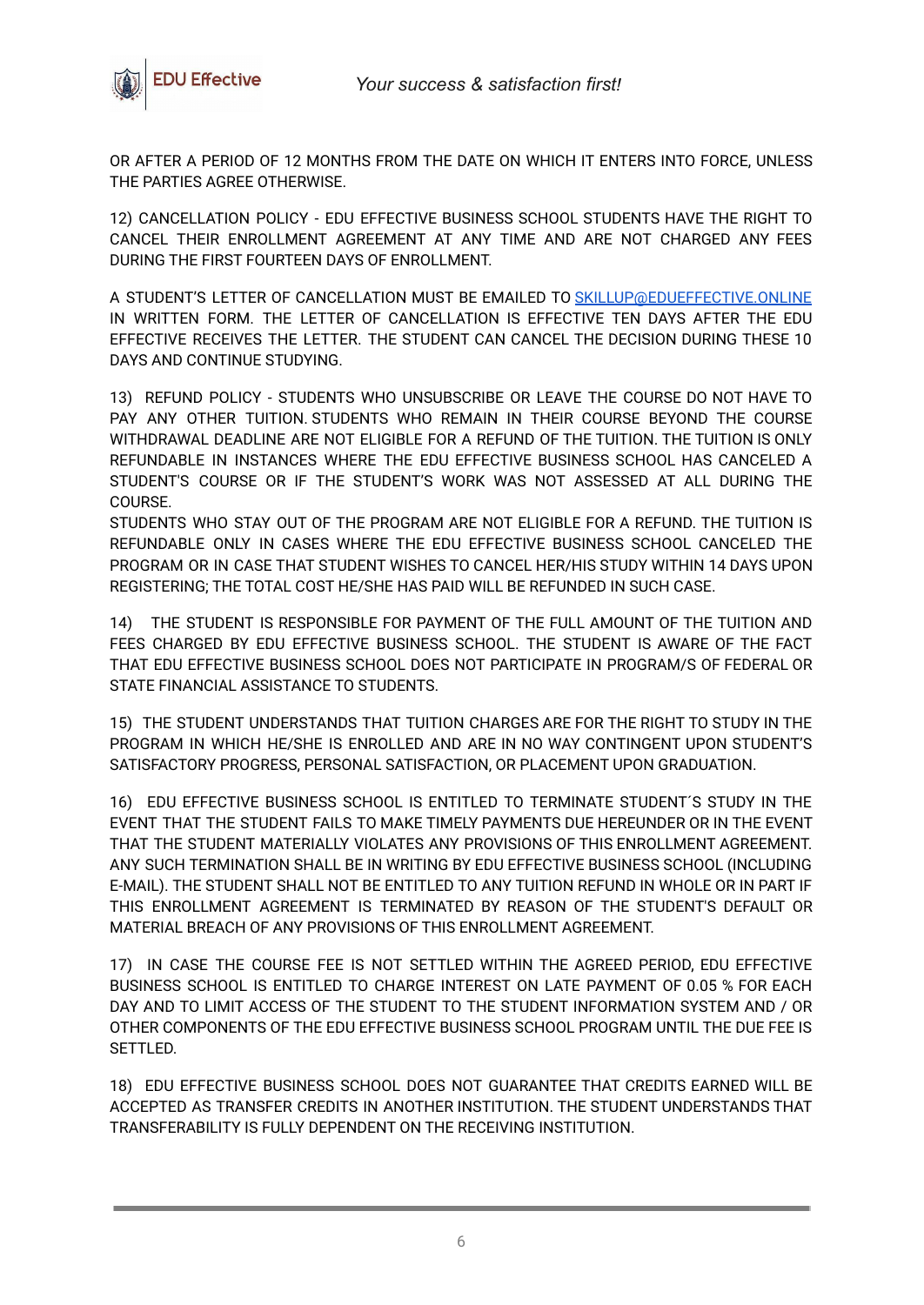OR AFTER A PERIOD OF 12 MONTHS FROM THE DATE ON WHICH IT ENTERS INTO FORCE, UNLESS THE PARTIES AGREE OTHERWISE.

12) CANCELLATION POLICY - EDU EFFECTIVE BUSINESS SCHOOL STUDENTS HAVE THE RIGHT TO CANCEL THEIR ENROLLMENT AGREEMENT AT ANY TIME AND ARE NOT CHARGED ANY FEES DURING THE FIRST FOURTEEN DAYS OF ENROLLMENT.

A STUDENT'S LETTER OF CANCELLATION MUST BE EMAILED TO SKILLUP@EDUEFFECTIVE.ONLINE IN WRITTEN FORM. THE LETTER OF CANCELLATION IS EFFECTIVE TEN DAYS AFTER THE EDU EFFECTIVE RECEIVES THE LETTER. THE STUDENT CAN CANCEL THE DECISION DURING THESE 10 DAYS AND CONTINUE STUDYING.

13) REFUND POLICY - STUDENTS WHO UNSUBSCRIBE OR LEAVE THE COURSE DO NOT HAVE TO PAY ANY OTHER TUITION. STUDENTS WHO REMAIN IN THEIR COURSE BEYOND THE COURSE WITHDRAWAL DEADLINE ARE NOT ELIGIBLE FOR A REFUND OF THE TUITION. THE TUITION IS ONLY REFUNDABLE IN INSTANCES WHERE THE EDU EFFECTIVE BUSINESS SCHOOL HAS CANCELED A STUDENT'S COURSE OR IF THE STUDENT'S WORK WAS NOT ASSESSED AT ALL DURING THE COURSE.
STUDENTS WHO STAY OUT OF THE PROGRAM ARE NOT ELIGIBLE FOR A REFUND. THE TUITION IS REFUNDABLE ONLY IN CASES WHERE THE EDU EFFECTIVE BUSINESS SCHOOL CANCELED THE PROGRAM OR IN CASE THAT STUDENT WISHES TO CANCEL HER/HIS STUDY WITHIN 14 DAYS UPON REGISTERING; THE TOTAL COST HE/SHE HAS PAID WILL BE REFUNDED IN SUCH CASE.

14) THE STUDENT IS RESPONSIBLE FOR PAYMENT OF THE FULL AMOUNT OF THE TUITION AND FEES CHARGED BY EDU EFFECTIVE BUSINESS SCHOOL. THE STUDENT IS AWARE OF THE FACT THAT EDU EFFECTIVE BUSINESS SCHOOL DOES NOT PARTICIPATE IN PROGRAM/S OF FEDERAL OR STATE FINANCIAL ASSISTANCE TO STUDENTS.

15) THE STUDENT UNDERSTANDS THAT TUITION CHARGES ARE FOR THE RIGHT TO STUDY IN THE PROGRAM IN WHICH HE/SHE IS ENROLLED AND ARE IN NO WAY CONTINGENT UPON STUDENT'S SATISFACTORY PROGRESS, PERSONAL SATISFACTION, OR PLACEMENT UPON GRADUATION.

16) EDU EFFECTIVE BUSINESS SCHOOL IS ENTITLED TO TERMINATE STUDENT´S STUDY IN THE EVENT THAT THE STUDENT FAILS TO MAKE TIMELY PAYMENTS DUE HEREUNDER OR IN THE EVENT THAT THE STUDENT MATERIALLY VIOLATES ANY PROVISIONS OF THIS ENROLLMENT AGREEMENT. ANY SUCH TERMINATION SHALL BE IN WRITING BY EDU EFFECTIVE BUSINESS SCHOOL (INCLUDING E-MAIL). THE STUDENT SHALL NOT BE ENTITLED TO ANY TUITION REFUND IN WHOLE OR IN PART IF THIS ENROLLMENT AGREEMENT IS TERMINATED BY REASON OF THE STUDENT'S DEFAULT OR MATERIAL BREACH OF ANY PROVISIONS OF THIS ENROLLMENT AGREEMENT.

17) IN CASE THE COURSE FEE IS NOT SETTLED WITHIN THE AGREED PERIOD, EDU EFFECTIVE BUSINESS SCHOOL IS ENTITLED TO CHARGE INTEREST ON LATE PAYMENT OF 0.05 % FOR EACH DAY AND TO LIMIT ACCESS OF THE STUDENT TO THE STUDENT INFORMATION SYSTEM AND / OR OTHER COMPONENTS OF THE EDU EFFECTIVE BUSINESS SCHOOL PROGRAM UNTIL THE DUE FEE IS SETTLED.

18) EDU EFFECTIVE BUSINESS SCHOOL DOES NOT GUARANTEE THAT CREDITS EARNED WILL BE ACCEPTED AS TRANSFER CREDITS IN ANOTHER INSTITUTION. THE STUDENT UNDERSTANDS THAT TRANSFERABILITY IS FULLY DEPENDENT ON THE RECEIVING INSTITUTION.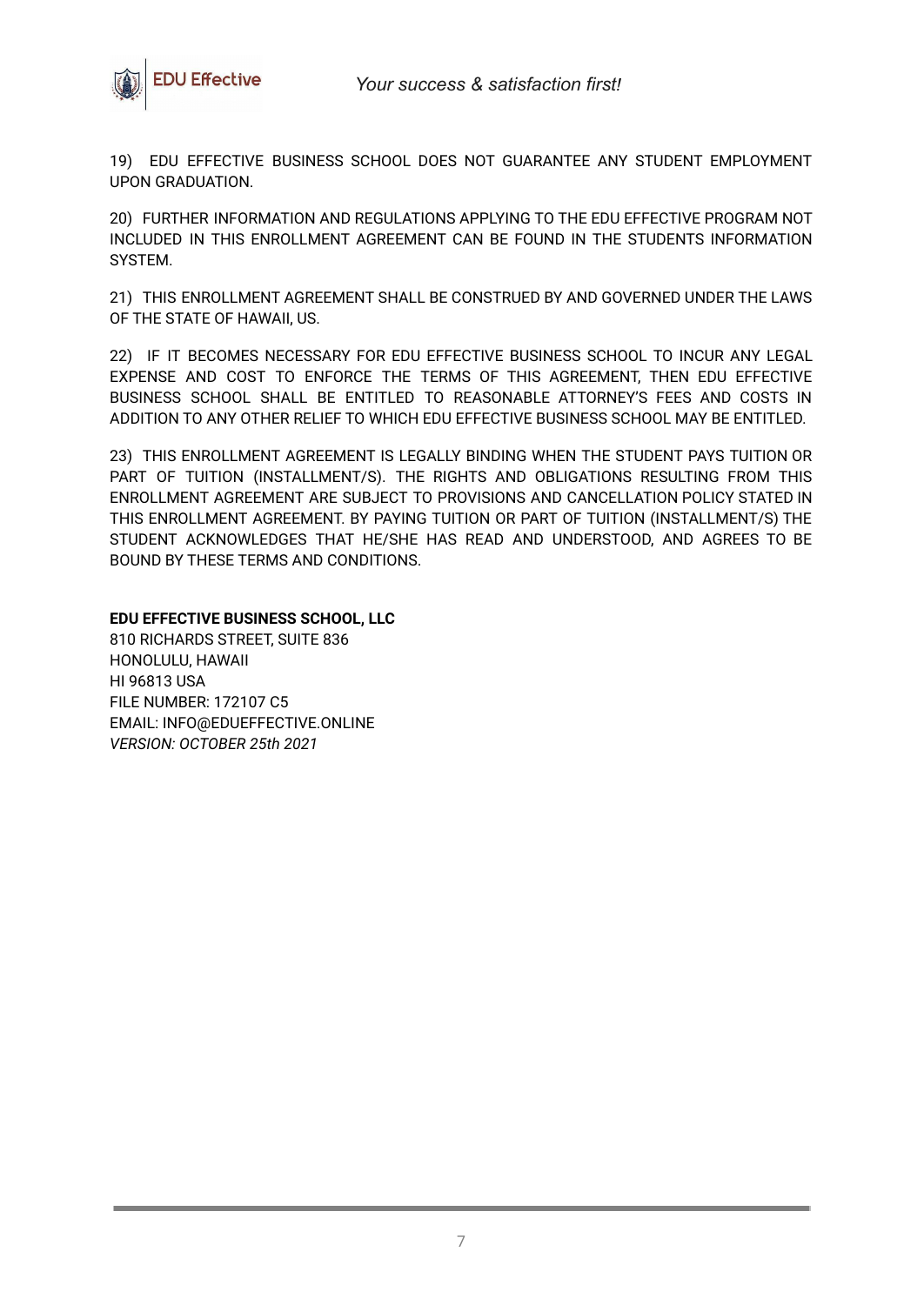19) EDU EFFECTIVE BUSINESS SCHOOL DOES NOT GUARANTEE ANY STUDENT EMPLOYMENT UPON GRADUATION.

20) FURTHER INFORMATION AND REGULATIONS APPLYING TO THE EDU EFFECTIVE PROGRAM NOT INCLUDED IN THIS ENROLLMENT AGREEMENT CAN BE FOUND IN THE STUDENTS INFORMATION SYSTEM.

21) THIS ENROLLMENT AGREEMENT SHALL BE CONSTRUED BY AND GOVERNED UNDER THE LAWS OF THE STATE OF HAWAII, US.

22) IF IT BECOMES NECESSARY FOR EDU EFFECTIVE BUSINESS SCHOOL TO INCUR ANY LEGAL EXPENSE AND COST TO ENFORCE THE TERMS OF THIS AGREEMENT, THEN EDU EFFECTIVE BUSINESS SCHOOL SHALL BE ENTITLED TO REASONABLE ATTORNEY'S FEES AND COSTS IN ADDITION TO ANY OTHER RELIEF TO WHICH EDU EFFECTIVE BUSINESS SCHOOL MAY BE ENTITLED.

23) THIS ENROLLMENT AGREEMENT IS LEGALLY BINDING WHEN THE STUDENT PAYS TUITION OR PART OF TUITION (INSTALLMENT/S). THE RIGHTS AND OBLIGATIONS RESULTING FROM THIS ENROLLMENT AGREEMENT ARE SUBJECT TO PROVISIONS AND CANCELLATION POLICY STATED IN THIS ENROLLMENT AGREEMENT. BY PAYING TUITION OR PART OF TUITION (INSTALLMENT/S) THE STUDENT ACKNOWLEDGES THAT HE/SHE HAS READ AND UNDERSTOOD, AND AGREES TO BE BOUND BY THESE TERMS AND CONDITIONS.

**EDU EFFECTIVE BUSINESS SCHOOL, LLC**
810 RICHARDS STREET, SUITE 836
HONOLULU, HAWAII
HI 96813 USA
FILE NUMBER: 172107 C5
EMAIL: INFO@EDUEFFECTIVE.ONLINE
*VERSION: OCTOBER 25th 2021*